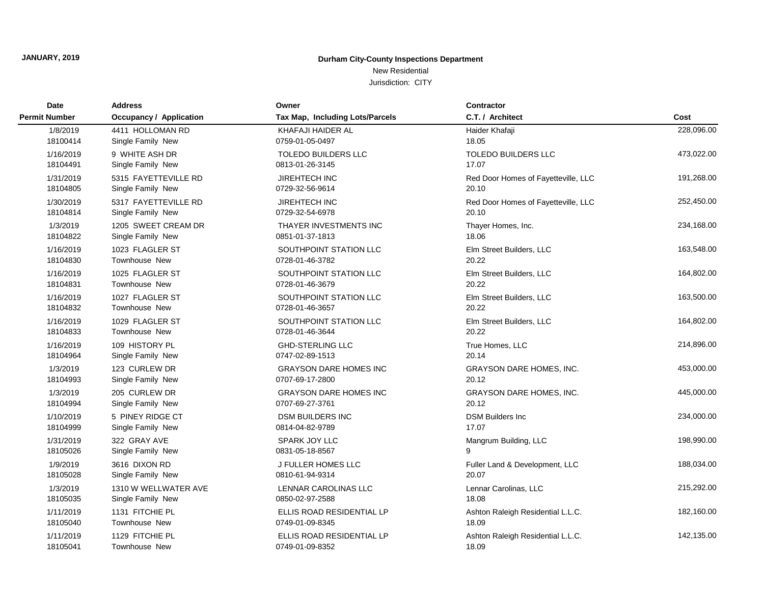**JANUARY, 2019**

**Durham City-County Inspections Department**

New Residential

Jurisdiction: CITY

| Date / Permit Number | Address / Occupancy / Application | Owner / Tax Map, Including Lots/Parcels | Contractor / C.T. / Architect | Cost |
|---|---|---|---|---|
| 1/8/2019<br>18100414 | 4411 HOLLOMAN RD<br>Single Family New | KHAFAJI HAIDER AL<br>0759-01-05-0497 | Haider Khafaji<br>18.05 | 228,096.00 |
| 1/16/2019<br>18104491 | 9 WHITE ASH DR<br>Single Family New | TOLEDO BUILDERS LLC<br>0813-01-26-3145 | TOLEDO BUILDERS LLC<br>17.07 | 473,022.00 |
| 1/31/2019<br>18104805 | 5315 FAYETTEVILLE RD<br>Single Family New | JIREHTECH INC<br>0729-32-56-9614 | Red Door Homes of Fayetteville, LLC<br>20.10 | 191,268.00 |
| 1/30/2019<br>18104814 | 5317 FAYETTEVILLE RD<br>Single Family New | JIREHTECH INC<br>0729-32-54-6978 | Red Door Homes of Fayetteville, LLC<br>20.10 | 252,450.00 |
| 1/3/2019<br>18104822 | 1205 SWEET CREAM DR<br>Single Family New | THAYER INVESTMENTS INC<br>0851-01-37-1813 | Thayer Homes, Inc.<br>18.06 | 234,168.00 |
| 1/16/2019<br>18104830 | 1023 FLAGLER ST<br>Townhouse New | SOUTHPOINT STATION LLC<br>0728-01-46-3782 | Elm Street Builders, LLC<br>20.22 | 163,548.00 |
| 1/16/2019<br>18104831 | 1025 FLAGLER ST<br>Townhouse New | SOUTHPOINT STATION LLC<br>0728-01-46-3679 | Elm Street Builders, LLC<br>20.22 | 164,802.00 |
| 1/16/2019<br>18104832 | 1027 FLAGLER ST<br>Townhouse New | SOUTHPOINT STATION LLC<br>0728-01-46-3657 | Elm Street Builders, LLC<br>20.22 | 163,500.00 |
| 1/16/2019<br>18104833 | 1029 FLAGLER ST<br>Townhouse New | SOUTHPOINT STATION LLC<br>0728-01-46-3644 | Elm Street Builders, LLC<br>20.22 | 164,802.00 |
| 1/16/2019<br>18104964 | 109 HISTORY PL<br>Single Family New | GHD-STERLING LLC<br>0747-02-89-1513 | True Homes, LLC<br>20.14 | 214,896.00 |
| 1/3/2019<br>18104993 | 123 CURLEW DR<br>Single Family New | GRAYSON DARE HOMES INC<br>0707-69-17-2800 | GRAYSON DARE HOMES, INC.<br>20.12 | 453,000.00 |
| 1/3/2019<br>18104994 | 205 CURLEW DR<br>Single Family New | GRAYSON DARE HOMES INC<br>0707-69-27-3761 | GRAYSON DARE HOMES, INC.<br>20.12 | 445,000.00 |
| 1/10/2019<br>18104999 | 5 PINEY RIDGE CT<br>Single Family New | DSM BUILDERS INC<br>0814-04-82-9789 | DSM Builders Inc<br>17.07 | 234,000.00 |
| 1/31/2019<br>18105026 | 322 GRAY AVE<br>Single Family New | SPARK JOY LLC<br>0831-05-18-8567 | Mangrum Building, LLC<br>9 | 198,990.00 |
| 1/9/2019<br>18105028 | 3616 DIXON RD<br>Single Family New | J FULLER HOMES LLC<br>0810-61-94-9314 | Fuller Land & Development, LLC<br>20.07 | 188,034.00 |
| 1/3/2019<br>18105035 | 1310 W WELLWATER AVE<br>Single Family New | LENNAR CAROLINAS LLC<br>0850-02-97-2588 | Lennar Carolinas, LLC<br>18.08 | 215,292.00 |
| 1/11/2019<br>18105040 | 1131 FITCHIE PL<br>Townhouse New | ELLIS ROAD RESIDENTIAL LP<br>0749-01-09-8345 | Ashton Raleigh Residential L.L.C.<br>18.09 | 182,160.00 |
| 1/11/2019<br>18105041 | 1129 FITCHIE PL<br>Townhouse New | ELLIS ROAD RESIDENTIAL LP<br>0749-01-09-8352 | Ashton Raleigh Residential L.L.C.<br>18.09 | 142,135.00 |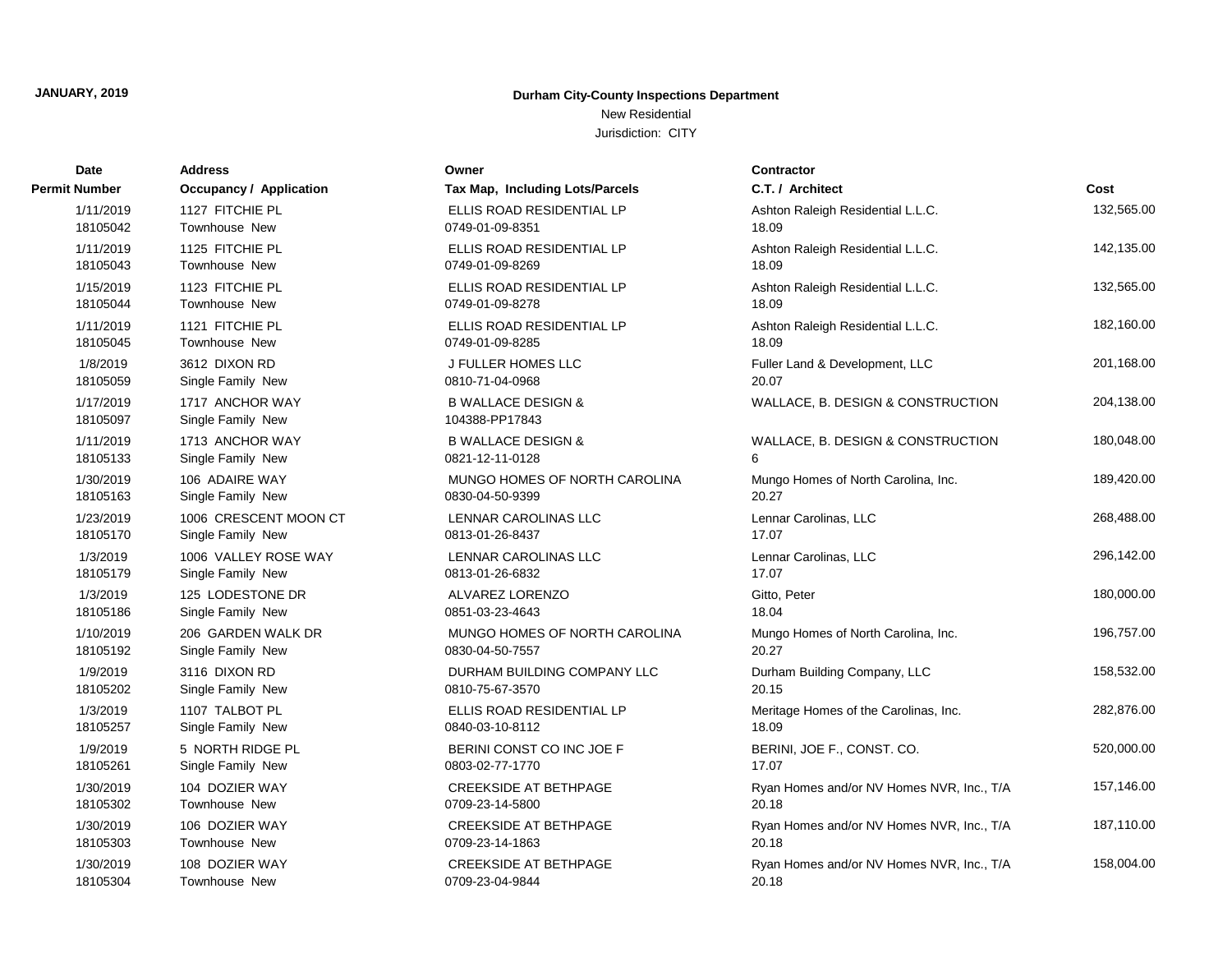**JANUARY, 2019**

**Durham City-County Inspections Department**

New Residential

Jurisdiction: CITY

| Date<br>Permit Number | Address<br>Occupancy / Application | Owner<br>Tax Map, Including Lots/Parcels | Contractor<br>C.T. / Architect | Cost |
|---|---|---|---|---|
| 1/11/2019<br>18105042 | 1127 FITCHIE PL<br>Townhouse New | ELLIS ROAD RESIDENTIAL LP<br>0749-01-09-8351 | Ashton Raleigh Residential L.L.C.<br>18.09 | 132,565.00 |
| 1/11/2019<br>18105043 | 1125 FITCHIE PL<br>Townhouse New | ELLIS ROAD RESIDENTIAL LP<br>0749-01-09-8269 | Ashton Raleigh Residential L.L.C.<br>18.09 | 142,135.00 |
| 1/15/2019<br>18105044 | 1123 FITCHIE PL<br>Townhouse New | ELLIS ROAD RESIDENTIAL LP<br>0749-01-09-8278 | Ashton Raleigh Residential L.L.C.<br>18.09 | 132,565.00 |
| 1/11/2019<br>18105045 | 1121 FITCHIE PL<br>Townhouse New | ELLIS ROAD RESIDENTIAL LP<br>0749-01-09-8285 | Ashton Raleigh Residential L.L.C.<br>18.09 | 182,160.00 |
| 1/8/2019<br>18105059 | 3612 DIXON RD<br>Single Family New | J FULLER HOMES LLC<br>0810-71-04-0968 | Fuller Land & Development, LLC<br>20.07 | 201,168.00 |
| 1/17/2019<br>18105097 | 1717 ANCHOR WAY<br>Single Family New | B WALLACE DESIGN &<br>104388-PP17843 | WALLACE, B. DESIGN & CONSTRUCTION | 204,138.00 |
| 1/11/2019<br>18105133 | 1713 ANCHOR WAY<br>Single Family New | B WALLACE DESIGN &<br>0821-12-11-0128 | WALLACE, B. DESIGN & CONSTRUCTION<br>6 | 180,048.00 |
| 1/30/2019<br>18105163 | 106 ADAIRE WAY<br>Single Family New | MUNGO HOMES OF NORTH CAROLINA<br>0830-04-50-9399 | Mungo Homes of North Carolina, Inc.<br>20.27 | 189,420.00 |
| 1/23/2019<br>18105170 | 1006 CRESCENT MOON CT<br>Single Family New | LENNAR CAROLINAS LLC<br>0813-01-26-8437 | Lennar Carolinas, LLC<br>17.07 | 268,488.00 |
| 1/3/2019<br>18105179 | 1006 VALLEY ROSE WAY<br>Single Family New | LENNAR CAROLINAS LLC<br>0813-01-26-6832 | Lennar Carolinas, LLC<br>17.07 | 296,142.00 |
| 1/3/2019<br>18105186 | 125 LODESTONE DR<br>Single Family New | ALVAREZ LORENZO<br>0851-03-23-4643 | Gitto, Peter<br>18.04 | 180,000.00 |
| 1/10/2019<br>18105192 | 206 GARDEN WALK DR<br>Single Family New | MUNGO HOMES OF NORTH CAROLINA<br>0830-04-50-7557 | Mungo Homes of North Carolina, Inc.<br>20.27 | 196,757.00 |
| 1/9/2019<br>18105202 | 3116 DIXON RD<br>Single Family New | DURHAM BUILDING COMPANY LLC<br>0810-75-67-3570 | Durham Building Company, LLC<br>20.15 | 158,532.00 |
| 1/3/2019<br>18105257 | 1107 TALBOT PL<br>Single Family New | ELLIS ROAD RESIDENTIAL LP<br>0840-03-10-8112 | Meritage Homes of the Carolinas, Inc.<br>18.09 | 282,876.00 |
| 1/9/2019<br>18105261 | 5 NORTH RIDGE PL<br>Single Family New | BERINI CONST CO INC JOE F<br>0803-02-77-1770 | BERINI, JOE F., CONST. CO.<br>17.07 | 520,000.00 |
| 1/30/2019<br>18105302 | 104 DOZIER WAY<br>Townhouse New | CREEKSIDE AT BETHPAGE<br>0709-23-14-5800 | Ryan Homes and/or NV Homes NVR, Inc., T/A<br>20.18 | 157,146.00 |
| 1/30/2019<br>18105303 | 106 DOZIER WAY<br>Townhouse New | CREEKSIDE AT BETHPAGE<br>0709-23-14-1863 | Ryan Homes and/or NV Homes NVR, Inc., T/A<br>20.18 | 187,110.00 |
| 1/30/2019<br>18105304 | 108 DOZIER WAY<br>Townhouse New | CREEKSIDE AT BETHPAGE<br>0709-23-04-9844 | Ryan Homes and/or NV Homes NVR, Inc., T/A<br>20.18 | 158,004.00 |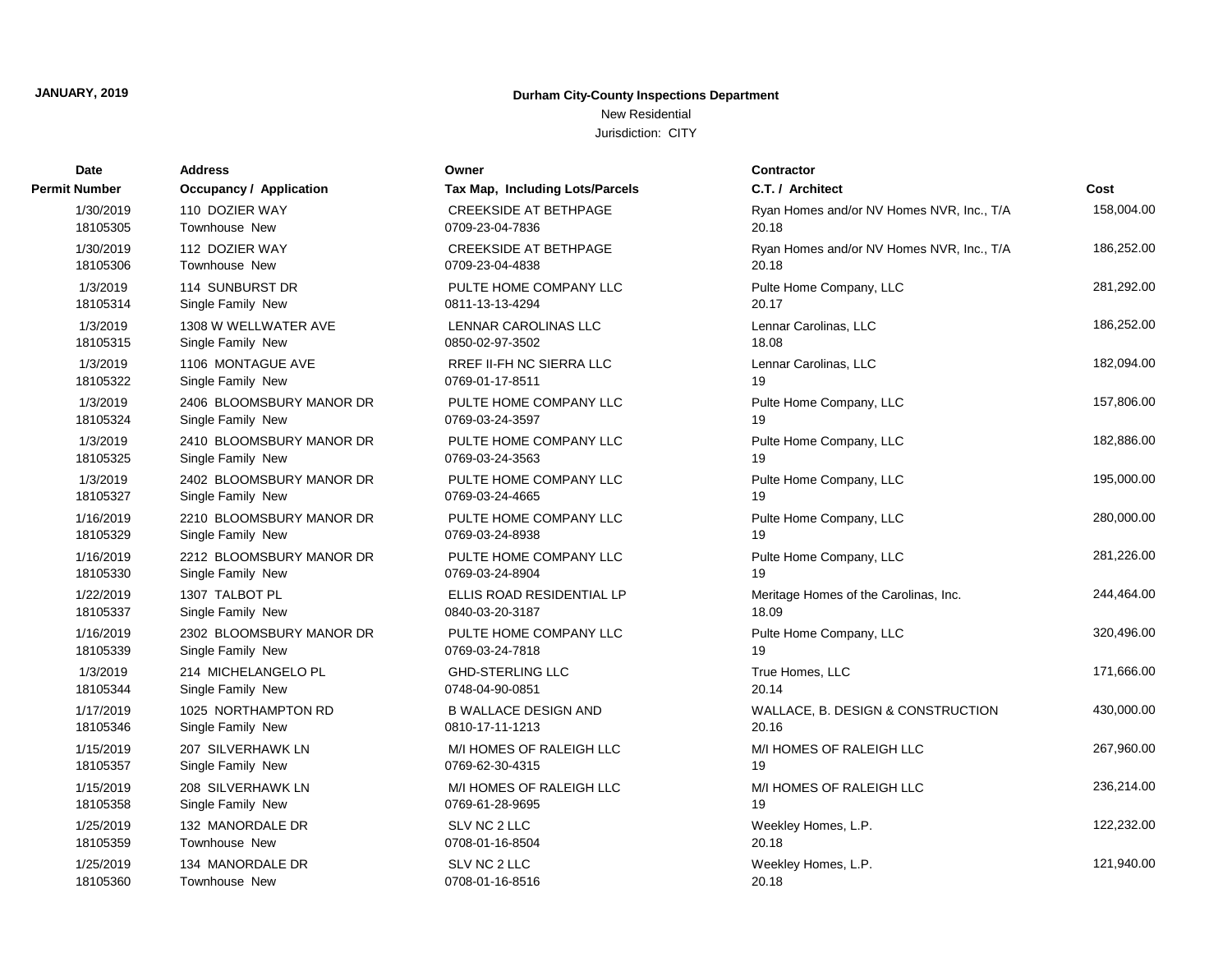**JANUARY, 2019**

**Durham City-County Inspections Department**

New Residential

Jurisdiction: CITY

| Date<br>Permit Number | Address<br>Occupancy / Application | Owner<br>Tax Map, Including Lots/Parcels | Contractor<br>C.T. / Architect | Cost |
|---|---|---|---|---|
| 1/30/2019<br>18105305 | 110 DOZIER WAY<br>Townhouse New | CREEKSIDE AT BETHPAGE<br>0709-23-04-7836 | Ryan Homes and/or NV Homes NVR, Inc., T/A<br>20.18 | 158,004.00 |
| 1/30/2019<br>18105306 | 112 DOZIER WAY<br>Townhouse New | CREEKSIDE AT BETHPAGE<br>0709-23-04-4838 | Ryan Homes and/or NV Homes NVR, Inc., T/A<br>20.18 | 186,252.00 |
| 1/3/2019<br>18105314 | 114 SUNBURST DR<br>Single Family New | PULTE HOME COMPANY LLC<br>0811-13-13-4294 | Pulte Home Company, LLC<br>20.17 | 281,292.00 |
| 1/3/2019<br>18105315 | 1308 W WELLWATER AVE<br>Single Family New | LENNAR CAROLINAS LLC<br>0850-02-97-3502 | Lennar Carolinas, LLC<br>18.08 | 186,252.00 |
| 1/3/2019<br>18105322 | 1106 MONTAGUE AVE<br>Single Family New | RREF II-FH NC SIERRA LLC<br>0769-01-17-8511 | Lennar Carolinas, LLC<br>19 | 182,094.00 |
| 1/3/2019<br>18105324 | 2406 BLOOMSBURY MANOR DR<br>Single Family New | PULTE HOME COMPANY LLC<br>0769-03-24-3597 | Pulte Home Company, LLC<br>19 | 157,806.00 |
| 1/3/2019<br>18105325 | 2410 BLOOMSBURY MANOR DR<br>Single Family New | PULTE HOME COMPANY LLC<br>0769-03-24-3563 | Pulte Home Company, LLC<br>19 | 182,886.00 |
| 1/3/2019<br>18105327 | 2402 BLOOMSBURY MANOR DR<br>Single Family New | PULTE HOME COMPANY LLC<br>0769-03-24-4665 | Pulte Home Company, LLC<br>19 | 195,000.00 |
| 1/16/2019<br>18105329 | 2210 BLOOMSBURY MANOR DR<br>Single Family New | PULTE HOME COMPANY LLC<br>0769-03-24-8938 | Pulte Home Company, LLC<br>19 | 280,000.00 |
| 1/16/2019<br>18105330 | 2212 BLOOMSBURY MANOR DR<br>Single Family New | PULTE HOME COMPANY LLC<br>0769-03-24-8904 | Pulte Home Company, LLC<br>19 | 281,226.00 |
| 1/22/2019<br>18105337 | 1307 TALBOT PL<br>Single Family New | ELLIS ROAD RESIDENTIAL LP<br>0840-03-20-3187 | Meritage Homes of the Carolinas, Inc.<br>18.09 | 244,464.00 |
| 1/16/2019<br>18105339 | 2302 BLOOMSBURY MANOR DR<br>Single Family New | PULTE HOME COMPANY LLC<br>0769-03-24-7818 | Pulte Home Company, LLC<br>19 | 320,496.00 |
| 1/3/2019<br>18105344 | 214 MICHELANGELO PL<br>Single Family New | GHD-STERLING LLC<br>0748-04-90-0851 | True Homes, LLC<br>20.14 | 171,666.00 |
| 1/17/2019<br>18105346 | 1025 NORTHAMPTON RD<br>Single Family New | B WALLACE DESIGN AND<br>0810-17-11-1213 | WALLACE, B. DESIGN & CONSTRUCTION<br>20.16 | 430,000.00 |
| 1/15/2019<br>18105357 | 207 SILVERHAWK LN<br>Single Family New | M/I HOMES OF RALEIGH LLC<br>0769-62-30-4315 | M/I HOMES OF RALEIGH LLC<br>19 | 267,960.00 |
| 1/15/2019<br>18105358 | 208 SILVERHAWK LN<br>Single Family New | M/I HOMES OF RALEIGH LLC<br>0769-61-28-9695 | M/I HOMES OF RALEIGH LLC<br>19 | 236,214.00 |
| 1/25/2019<br>18105359 | 132 MANORDALE DR<br>Townhouse New | SLV NC 2 LLC<br>0708-01-16-8504 | Weekley Homes, L.P.<br>20.18 | 122,232.00 |
| 1/25/2019<br>18105360 | 134 MANORDALE DR<br>Townhouse New | SLV NC 2 LLC<br>0708-01-16-8516 | Weekley Homes, L.P.<br>20.18 | 121,940.00 |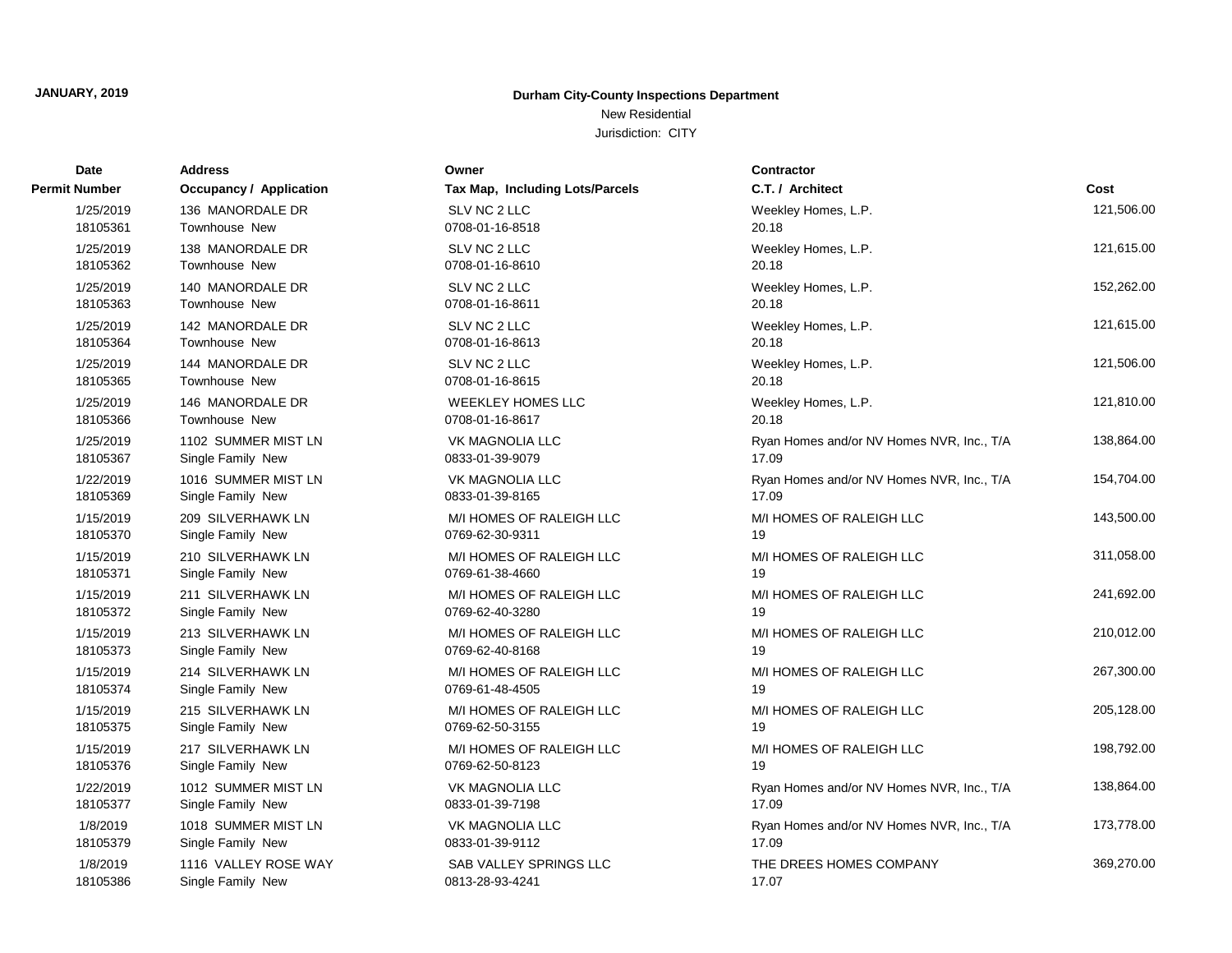JANUARY, 2019

**Durham City-County Inspections Department**

New Residential

Jurisdiction: CITY

| Date / Permit Number | Address / Occupancy / Application | Owner / Tax Map, Including Lots/Parcels | Contractor / C.T. / Architect | Cost |
|---|---|---|---|---|
| 1/25/2019<br>18105361 | 136 MANORDALE DR<br>Townhouse New | SLV NC 2 LLC<br>0708-01-16-8518 | Weekley Homes, L.P.<br>20.18 | 121,506.00 |
| 1/25/2019<br>18105362 | 138 MANORDALE DR<br>Townhouse New | SLV NC 2 LLC<br>0708-01-16-8610 | Weekley Homes, L.P.<br>20.18 | 121,615.00 |
| 1/25/2019<br>18105363 | 140 MANORDALE DR<br>Townhouse New | SLV NC 2 LLC<br>0708-01-16-8611 | Weekley Homes, L.P.<br>20.18 | 152,262.00 |
| 1/25/2019<br>18105364 | 142 MANORDALE DR<br>Townhouse New | SLV NC 2 LLC<br>0708-01-16-8613 | Weekley Homes, L.P.<br>20.18 | 121,615.00 |
| 1/25/2019<br>18105365 | 144 MANORDALE DR<br>Townhouse New | SLV NC 2 LLC<br>0708-01-16-8615 | Weekley Homes, L.P.<br>20.18 | 121,506.00 |
| 1/25/2019<br>18105366 | 146 MANORDALE DR<br>Townhouse New | WEEKLEY HOMES LLC<br>0708-01-16-8617 | Weekley Homes, L.P.<br>20.18 | 121,810.00 |
| 1/25/2019<br>18105367 | 1102 SUMMER MIST LN<br>Single Family New | VK MAGNOLIA LLC<br>0833-01-39-9079 | Ryan Homes and/or NV Homes NVR, Inc., T/A<br>17.09 | 138,864.00 |
| 1/22/2019<br>18105369 | 1016 SUMMER MIST LN<br>Single Family New | VK MAGNOLIA LLC<br>0833-01-39-8165 | Ryan Homes and/or NV Homes NVR, Inc., T/A<br>17.09 | 154,704.00 |
| 1/15/2019<br>18105370 | 209 SILVERHAWK LN<br>Single Family New | M/I HOMES OF RALEIGH LLC<br>0769-62-30-9311 | M/I HOMES OF RALEIGH LLC<br>19 | 143,500.00 |
| 1/15/2019<br>18105371 | 210 SILVERHAWK LN<br>Single Family New | M/I HOMES OF RALEIGH LLC<br>0769-61-38-4660 | M/I HOMES OF RALEIGH LLC<br>19 | 311,058.00 |
| 1/15/2019<br>18105372 | 211 SILVERHAWK LN<br>Single Family New | M/I HOMES OF RALEIGH LLC<br>0769-62-40-3280 | M/I HOMES OF RALEIGH LLC<br>19 | 241,692.00 |
| 1/15/2019<br>18105373 | 213 SILVERHAWK LN<br>Single Family New | M/I HOMES OF RALEIGH LLC<br>0769-62-40-8168 | M/I HOMES OF RALEIGH LLC<br>19 | 210,012.00 |
| 1/15/2019<br>18105374 | 214 SILVERHAWK LN<br>Single Family New | M/I HOMES OF RALEIGH LLC<br>0769-61-48-4505 | M/I HOMES OF RALEIGH LLC<br>19 | 267,300.00 |
| 1/15/2019<br>18105375 | 215 SILVERHAWK LN<br>Single Family New | M/I HOMES OF RALEIGH LLC<br>0769-62-50-3155 | M/I HOMES OF RALEIGH LLC<br>19 | 205,128.00 |
| 1/15/2019<br>18105376 | 217 SILVERHAWK LN<br>Single Family New | M/I HOMES OF RALEIGH LLC<br>0769-62-50-8123 | M/I HOMES OF RALEIGH LLC<br>19 | 198,792.00 |
| 1/22/2019<br>18105377 | 1012 SUMMER MIST LN<br>Single Family New | VK MAGNOLIA LLC<br>0833-01-39-7198 | Ryan Homes and/or NV Homes NVR, Inc., T/A<br>17.09 | 138,864.00 |
| 1/8/2019<br>18105379 | 1018 SUMMER MIST LN<br>Single Family New | VK MAGNOLIA LLC<br>0833-01-39-9112 | Ryan Homes and/or NV Homes NVR, Inc., T/A<br>17.09 | 173,778.00 |
| 1/8/2019<br>18105386 | 1116 VALLEY ROSE WAY<br>Single Family New | SAB VALLEY SPRINGS LLC<br>0813-28-93-4241 | THE DREES HOMES COMPANY<br>17.07 | 369,270.00 |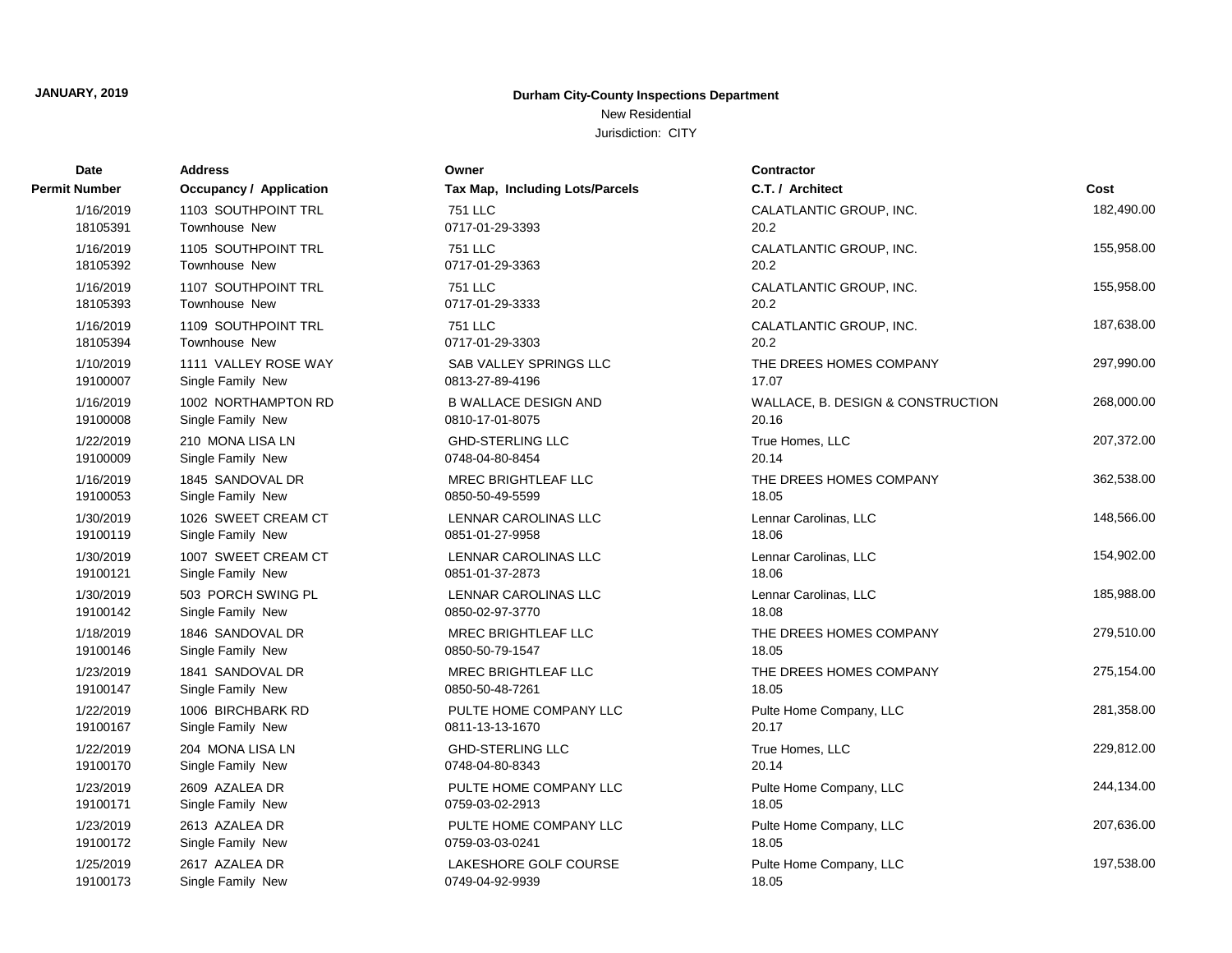**JANUARY, 2019**

**Durham City-County Inspections Department**

New Residential

Jurisdiction: CITY

| Date / Permit Number | Address / Occupancy / Application | Owner / Tax Map, Including Lots/Parcels | Contractor / C.T. / Architect | Cost |
|---|---|---|---|---|
| 1/16/2019<br>18105391 | 1103 SOUTHPOINT TRL<br>Townhouse New | 751 LLC<br>0717-01-29-3393 | CALATLANTIC GROUP, INC.<br>20.2 | 182,490.00 |
| 1/16/2019<br>18105392 | 1105 SOUTHPOINT TRL<br>Townhouse New | 751 LLC<br>0717-01-29-3363 | CALATLANTIC GROUP, INC.<br>20.2 | 155,958.00 |
| 1/16/2019<br>18105393 | 1107 SOUTHPOINT TRL<br>Townhouse New | 751 LLC<br>0717-01-29-3333 | CALATLANTIC GROUP, INC.<br>20.2 | 155,958.00 |
| 1/16/2019<br>18105394 | 1109 SOUTHPOINT TRL<br>Townhouse New | 751 LLC<br>0717-01-29-3303 | CALATLANTIC GROUP, INC.<br>20.2 | 187,638.00 |
| 1/10/2019<br>19100007 | 1111 VALLEY ROSE WAY<br>Single Family New | SAB VALLEY SPRINGS LLC<br>0813-27-89-4196 | THE DREES HOMES COMPANY<br>17.07 | 297,990.00 |
| 1/16/2019<br>19100008 | 1002 NORTHAMPTON RD<br>Single Family New | B WALLACE DESIGN AND<br>0810-17-01-8075 | WALLACE, B. DESIGN & CONSTRUCTION<br>20.16 | 268,000.00 |
| 1/22/2019<br>19100009 | 210 MONA LISA LN<br>Single Family New | GHD-STERLING LLC<br>0748-04-80-8454 | True Homes, LLC<br>20.14 | 207,372.00 |
| 1/16/2019<br>19100053 | 1845 SANDOVAL DR<br>Single Family New | MREC BRIGHTLEAF LLC<br>0850-50-49-5599 | THE DREES HOMES COMPANY<br>18.05 | 362,538.00 |
| 1/30/2019<br>19100119 | 1026 SWEET CREAM CT<br>Single Family New | LENNAR CAROLINAS LLC<br>0851-01-27-9958 | Lennar Carolinas, LLC<br>18.06 | 148,566.00 |
| 1/30/2019<br>19100121 | 1007 SWEET CREAM CT<br>Single Family New | LENNAR CAROLINAS LLC<br>0851-01-37-2873 | Lennar Carolinas, LLC<br>18.06 | 154,902.00 |
| 1/30/2019<br>19100142 | 503 PORCH SWING PL<br>Single Family New | LENNAR CAROLINAS LLC<br>0850-02-97-3770 | Lennar Carolinas, LLC<br>18.08 | 185,988.00 |
| 1/18/2019<br>19100146 | 1846 SANDOVAL DR<br>Single Family New | MREC BRIGHTLEAF LLC<br>0850-50-79-1547 | THE DREES HOMES COMPANY<br>18.05 | 279,510.00 |
| 1/23/2019<br>19100147 | 1841 SANDOVAL DR<br>Single Family New | MREC BRIGHTLEAF LLC<br>0850-50-48-7261 | THE DREES HOMES COMPANY<br>18.05 | 275,154.00 |
| 1/22/2019<br>19100167 | 1006 BIRCHBARK RD<br>Single Family New | PULTE HOME COMPANY LLC<br>0811-13-13-1670 | Pulte Home Company, LLC<br>20.17 | 281,358.00 |
| 1/22/2019<br>19100170 | 204 MONA LISA LN<br>Single Family New | GHD-STERLING LLC<br>0748-04-80-8343 | True Homes, LLC<br>20.14 | 229,812.00 |
| 1/23/2019<br>19100171 | 2609 AZALEA DR<br>Single Family New | PULTE HOME COMPANY LLC<br>0759-03-02-2913 | Pulte Home Company, LLC<br>18.05 | 244,134.00 |
| 1/23/2019<br>19100172 | 2613 AZALEA DR<br>Single Family New | PULTE HOME COMPANY LLC<br>0759-03-03-0241 | Pulte Home Company, LLC<br>18.05 | 207,636.00 |
| 1/25/2019<br>19100173 | 2617 AZALEA DR<br>Single Family New | LAKESHORE GOLF COURSE<br>0749-04-92-9939 | Pulte Home Company, LLC<br>18.05 | 197,538.00 |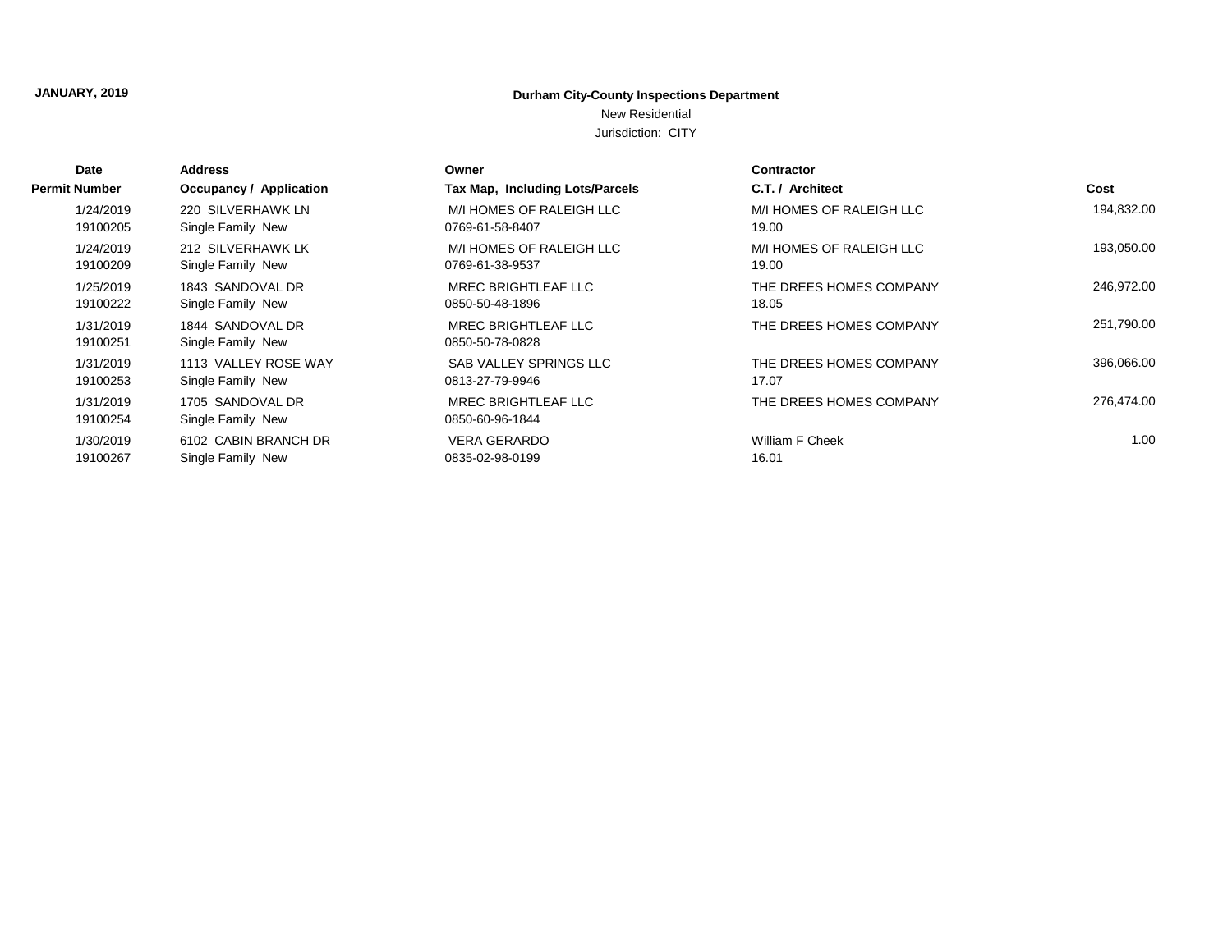**JANUARY, 2019**

**Durham City-County Inspections Department**

New Residential

Jurisdiction: CITY

| Date<br>Permit Number | Address<br>Occupancy / Application | Owner<br>Tax Map, Including Lots/Parcels | Contractor<br>C.T. / Architect | Cost |
|---|---|---|---|---|
| 1/24/2019<br>19100205 | 220 SILVERHAWK LN<br>Single Family New | M/I HOMES OF RALEIGH LLC<br>0769-61-58-8407 | M/I HOMES OF RALEIGH LLC<br>19.00 | 194,832.00 |
| 1/24/2019<br>19100209 | 212 SILVERHAWK LK<br>Single Family New | M/I HOMES OF RALEIGH LLC<br>0769-61-38-9537 | M/I HOMES OF RALEIGH LLC<br>19.00 | 193,050.00 |
| 1/25/2019<br>19100222 | 1843 SANDOVAL DR<br>Single Family New | MREC BRIGHTLEAF LLC<br>0850-50-48-1896 | THE DREES HOMES COMPANY<br>18.05 | 246,972.00 |
| 1/31/2019<br>19100251 | 1844 SANDOVAL DR<br>Single Family New | MREC BRIGHTLEAF LLC<br>0850-50-78-0828 | THE DREES HOMES COMPANY | 251,790.00 |
| 1/31/2019<br>19100253 | 1113 VALLEY ROSE WAY<br>Single Family New | SAB VALLEY SPRINGS LLC<br>0813-27-79-9946 | THE DREES HOMES COMPANY<br>17.07 | 396,066.00 |
| 1/31/2019<br>19100254 | 1705 SANDOVAL DR<br>Single Family New | MREC BRIGHTLEAF LLC<br>0850-60-96-1844 | THE DREES HOMES COMPANY | 276,474.00 |
| 1/30/2019<br>19100267 | 6102 CABIN BRANCH DR<br>Single Family New | VERA GERARDO<br>0835-02-98-0199 | William F Cheek<br>16.01 | 1.00 |